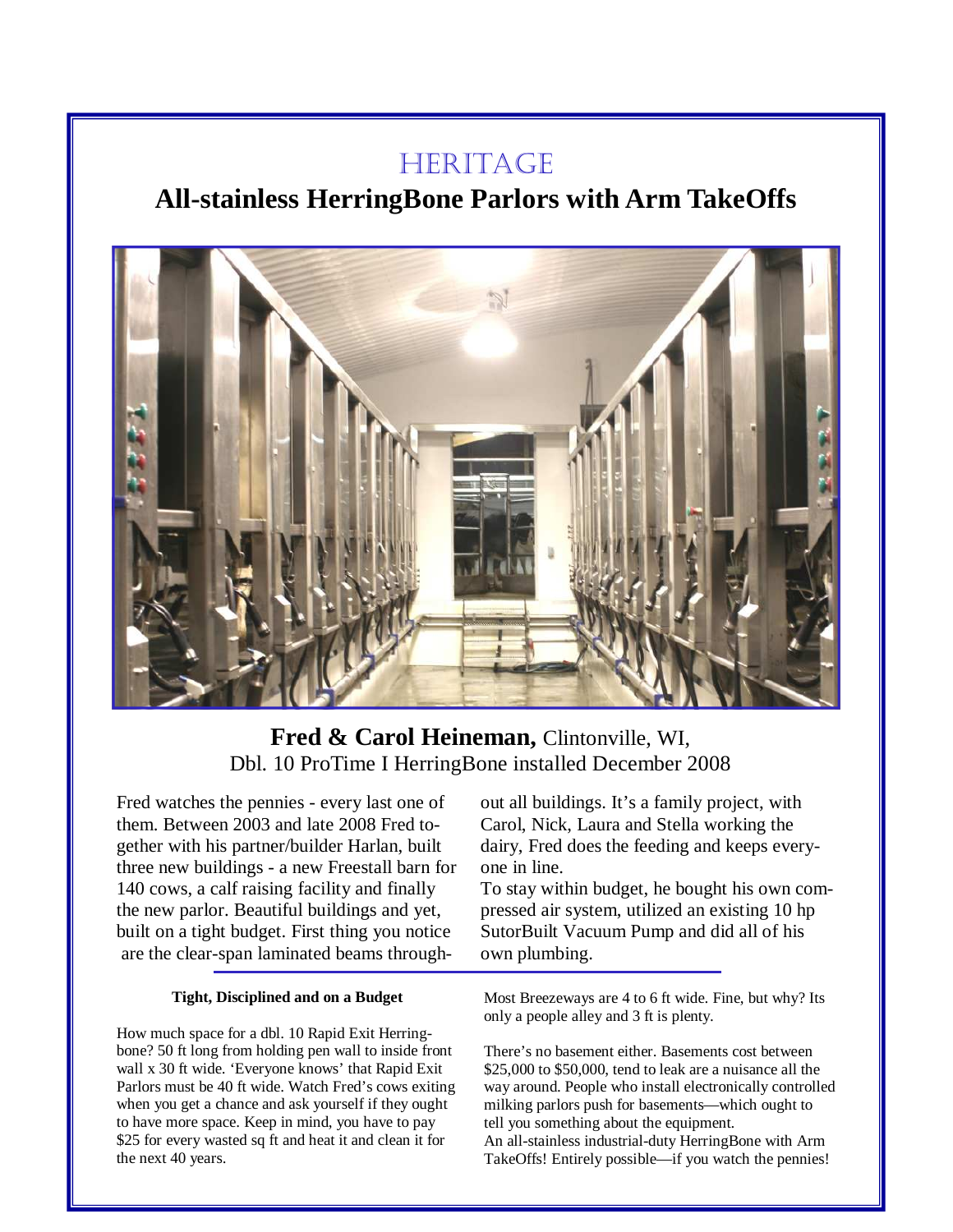# HERITAGE

## All-stainless HerringBone Parlors with Arm TakeOffs

**Fred & Carol Heineman,** Clintonville, WI,
Dbl. 10 ProTime I HerringBone installed December 2008

Fred watches the pennies - every last one of them. Between 2003 and late 2008 Fred together with his partner/builder Harlan, built three new buildings - a new Freestall barn for 140 cows, a calf raising facility and finally the new parlor. Beautiful buildings and yet, built on a tight budget. First thing you notice are the clear-span laminated beams throughout all buildings. It's a family project, with Carol, Nick, Laura and Stella working the dairy, Fred does the feeding and keeps everyone in line.

To stay within budget, he bought his own compressed air system, utilized an existing 10 hp SutorBuilt Vacuum Pump and did all of his own plumbing.

### Tight, Disciplined and on a Budget

How much space for a dbl. 10 Rapid Exit Herringbone? 50 ft long from holding pen wall to inside front wall x 30 ft wide. 'Everyone knows' that Rapid Exit Parlors must be 40 ft wide. Watch Fred's cows exiting when you get a chance and ask yourself if they ought to have more space. Keep in mind, you have to pay $25 for every wasted sq ft and heat it and clean it for the next 40 years.

Most Breezeways are 4 to 6 ft wide. Fine, but why? Its only a people alley and 3 ft is plenty.

There's no basement either. Basements cost between $25,000 to $50,000, tend to leak are a nuisance all the way around. People who install electronically controlled milking parlors push for basements—which ought to tell you something about the equipment.

An all-stainless industrial-duty HerringBone with Arm TakeOffs! Entirely possible—if you watch the pennies!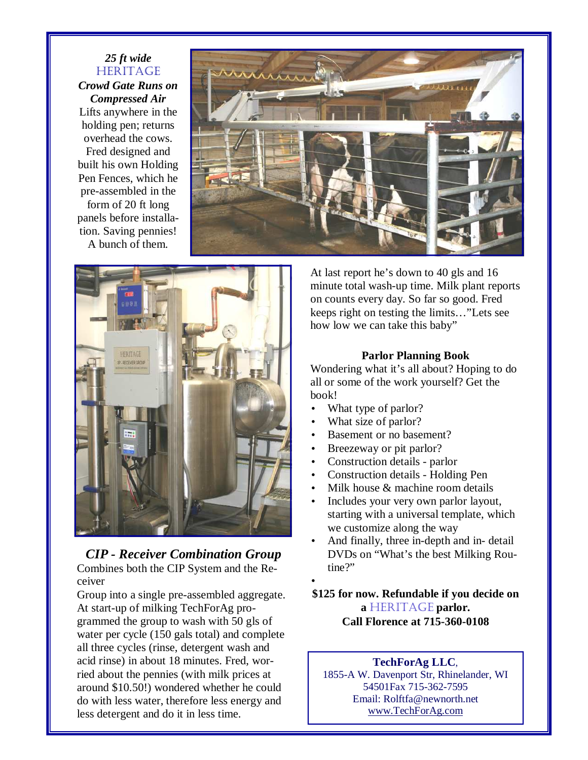*25 ft wide*
HERITAGE
***Crowd Gate Runs on Compressed Air***
Lifts anywhere in the holding pen; returns overhead the cows. Fred designed and built his own Holding Pen Fences, which he pre-assembled in the form of 20 ft long panels before installation. Saving pennies! A bunch of them.

## *CIP - Receiver Combination Group*

Combines both the CIP System and the Receiver Group into a single pre-assembled aggregate. At start-up of milking TechForAg programmed the group to wash with 50 gls of water per cycle (150 gals total) and complete all three cycles (rinse, detergent wash and acid rinse) in about 18 minutes. Fred, worried about the pennies (with milk prices at around $10.50!) wondered whether he could do with less water, therefore less energy and less detergent and do it in less time.

At last report he's down to 40 gls and 16 minute total wash-up time. Milk plant reports on counts every day. So far so good. Fred keeps right on testing the limits…"Lets see how low we can take this baby"

### Parlor Planning Book

Wondering what it's all about? Hoping to do all or some of the work yourself? Get the book!

- What type of parlor?
- What size of parlor?
- Basement or no basement?
- Breezeway or pit parlor?
- Construction details - parlor
- Construction details - Holding Pen
- Milk house & machine room details
- Includes your very own parlor layout, starting with a universal template, which we customize along the way
- And finally, three in-depth and in- detail DVDs on "What's the best Milking Routine?"

**$125 for now. Refundable if you decide on a HERITAGE parlor.**
**Call Florence at 715-360-0108**

**TechForAg LLC**,
1855-A W. Davenport Str, Rhinelander, WI 54501Fax 715-362-7595
Email: Rolftfa@newnorth.net
www.TechForAg.com